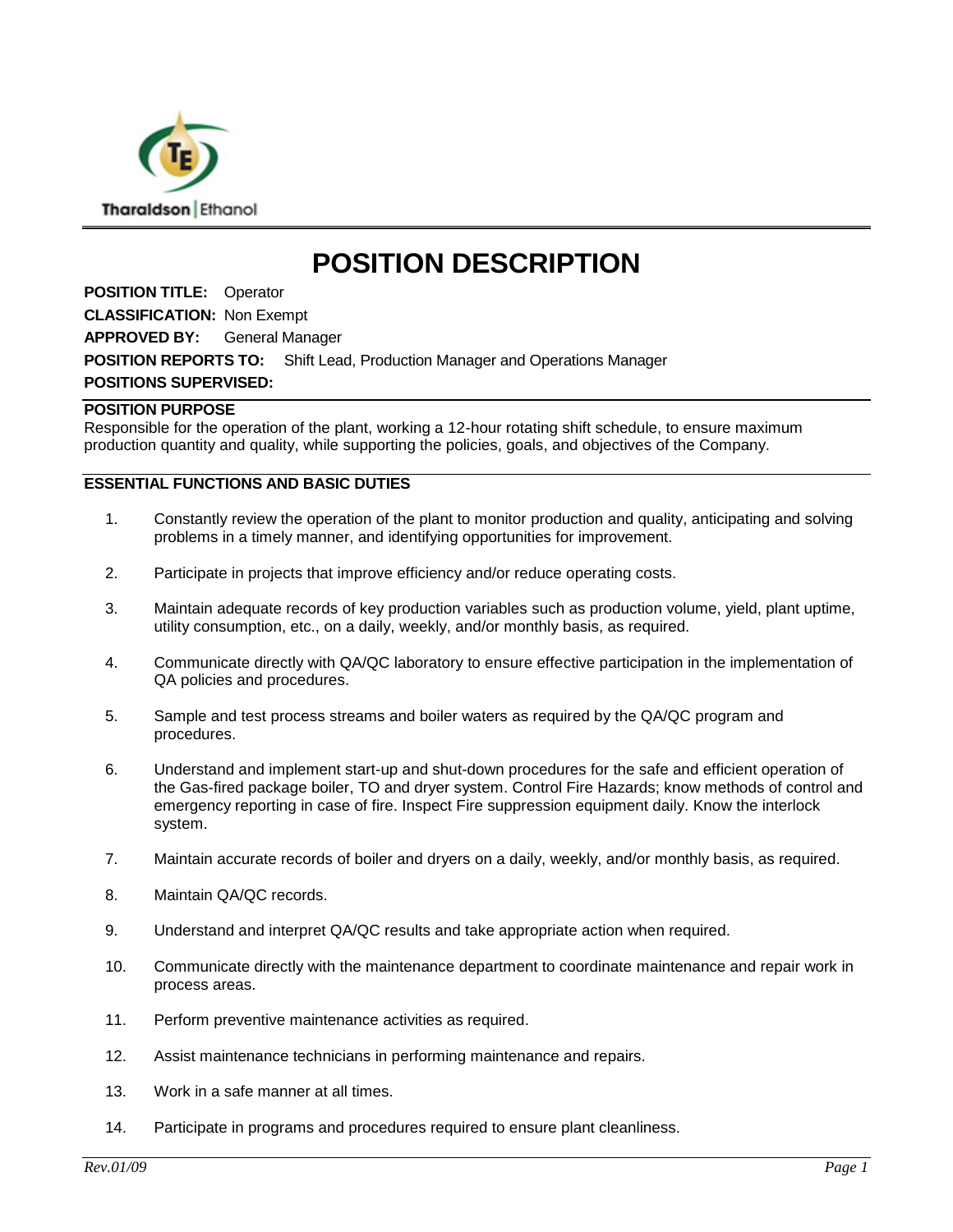Tharaldson | Ethanol

# POSITION DESCRIPTION

**POSITION TITLE:** Operator

**CLASSIFICATION:** Non Exempt

**APPROVED BY:** General Manager

**POSITION REPORTS TO:** Shift Lead, Production Manager and Operations Manager

**POSITIONS SUPERVISED:**

## POSITION PURPOSE

Responsible for the operation of the plant, working a 12-hour rotating shift schedule, to ensure maximum production quantity and quality, while supporting the policies, goals, and objectives of the Company.

## ESSENTIAL FUNCTIONS AND BASIC DUTIES

1. Constantly review the operation of the plant to monitor production and quality, anticipating and solving problems in a timely manner, and identifying opportunities for improvement.
2. Participate in projects that improve efficiency and/or reduce operating costs.
3. Maintain adequate records of key production variables such as production volume, yield, plant uptime, utility consumption, etc., on a daily, weekly, and/or monthly basis, as required.
4. Communicate directly with QA/QC laboratory to ensure effective participation in the implementation of QA policies and procedures.
5. Sample and test process streams and boiler waters as required by the QA/QC program and procedures.
6. Understand and implement start-up and shut-down procedures for the safe and efficient operation of the Gas-fired package boiler, TO and dryer system. Control Fire Hazards; know methods of control and emergency reporting in case of fire. Inspect Fire suppression equipment daily. Know the interlock system.
7. Maintain accurate records of boiler and dryers on a daily, weekly, and/or monthly basis, as required.
8. Maintain QA/QC records.
9. Understand and interpret QA/QC results and take appropriate action when required.
10. Communicate directly with the maintenance department to coordinate maintenance and repair work in process areas.
11. Perform preventive maintenance activities as required.
12. Assist maintenance technicians in performing maintenance and repairs.
13. Work in a safe manner at all times.
14. Participate in programs and procedures required to ensure plant cleanliness.

*Rev.01/09*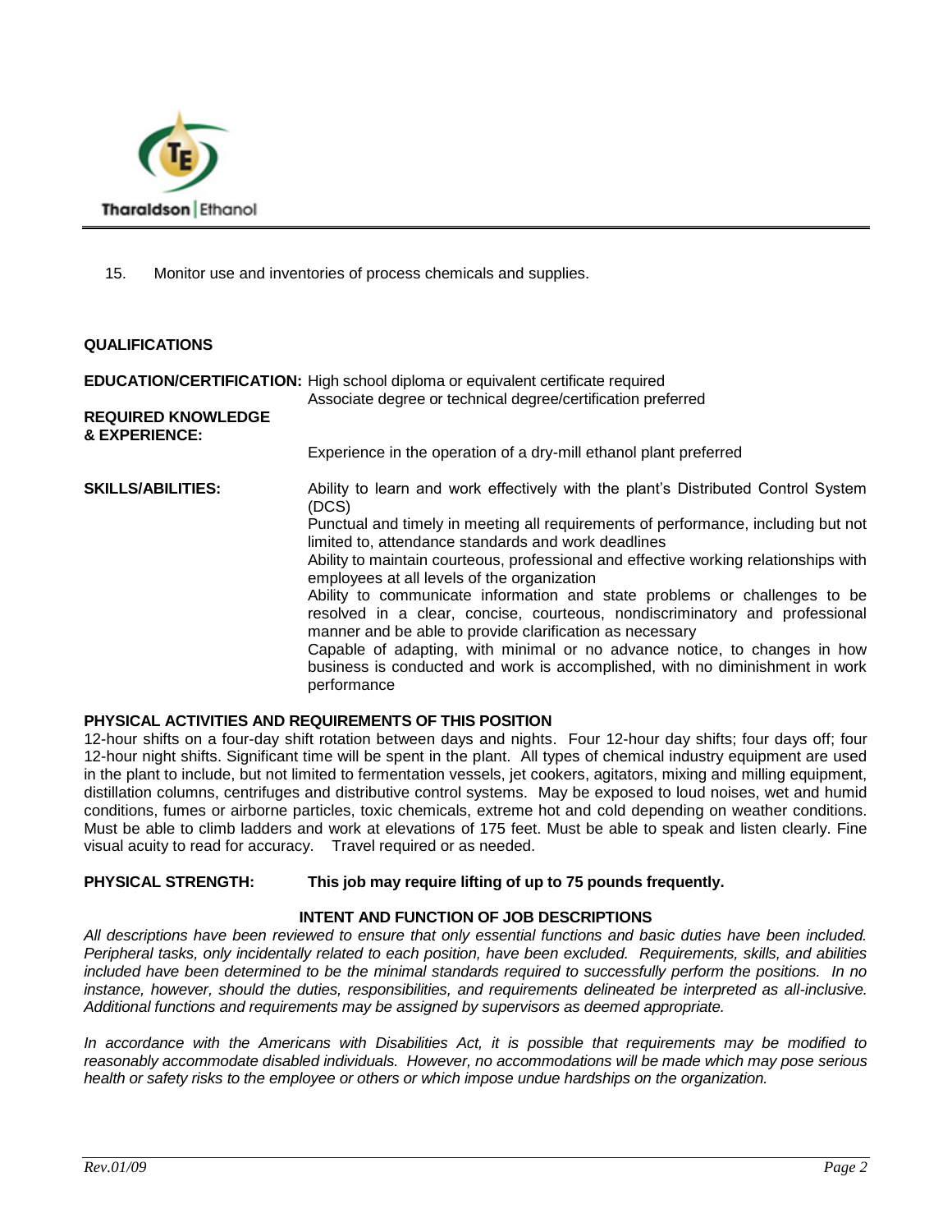15. Monitor use and inventories of process chemicals and supplies.

**QUALIFICATIONS**

**EDUCATION/CERTIFICATION:** High school diploma or equivalent certificate required
Associate degree or technical degree/certification preferred

**REQUIRED KNOWLEDGE & EXPERIENCE:**
Experience in the operation of a dry-mill ethanol plant preferred

**SKILLS/ABILITIES:**
Ability to learn and work effectively with the plant's Distributed Control System (DCS)
Punctual and timely in meeting all requirements of performance, including but not limited to, attendance standards and work deadlines
Ability to maintain courteous, professional and effective working relationships with employees at all levels of the organization
Ability to communicate information and state problems or challenges to be resolved in a clear, concise, courteous, nondiscriminatory and professional manner and be able to provide clarification as necessary
Capable of adapting, with minimal or no advance notice, to changes in how business is conducted and work is accomplished, with no diminishment in work performance

**PHYSICAL ACTIVITIES AND REQUIREMENTS OF THIS POSITION**

12-hour shifts on a four-day shift rotation between days and nights. Four 12-hour day shifts; four days off; four 12-hour night shifts. Significant time will be spent in the plant. All types of chemical industry equipment are used in the plant to include, but not limited to fermentation vessels, jet cookers, agitators, mixing and milling equipment, distillation columns, centrifuges and distributive control systems. May be exposed to loud noises, wet and humid conditions, fumes or airborne particles, toxic chemicals, extreme hot and cold depending on weather conditions. Must be able to climb ladders and work at elevations of 175 feet. Must be able to speak and listen clearly. Fine visual acuity to read for accuracy. Travel required or as needed.

**PHYSICAL STRENGTH:** **This job may require lifting of up to 75 pounds frequently.**

**INTENT AND FUNCTION OF JOB DESCRIPTIONS**

*All descriptions have been reviewed to ensure that only essential functions and basic duties have been included. Peripheral tasks, only incidentally related to each position, have been excluded. Requirements, skills, and abilities included have been determined to be the minimal standards required to successfully perform the positions. In no instance, however, should the duties, responsibilities, and requirements delineated be interpreted as all-inclusive. Additional functions and requirements may be assigned by supervisors as deemed appropriate.*

*In accordance with the Americans with Disabilities Act, it is possible that requirements may be modified to reasonably accommodate disabled individuals. However, no accommodations will be made which may pose serious health or safety risks to the employee or others or which impose undue hardships on the organization.*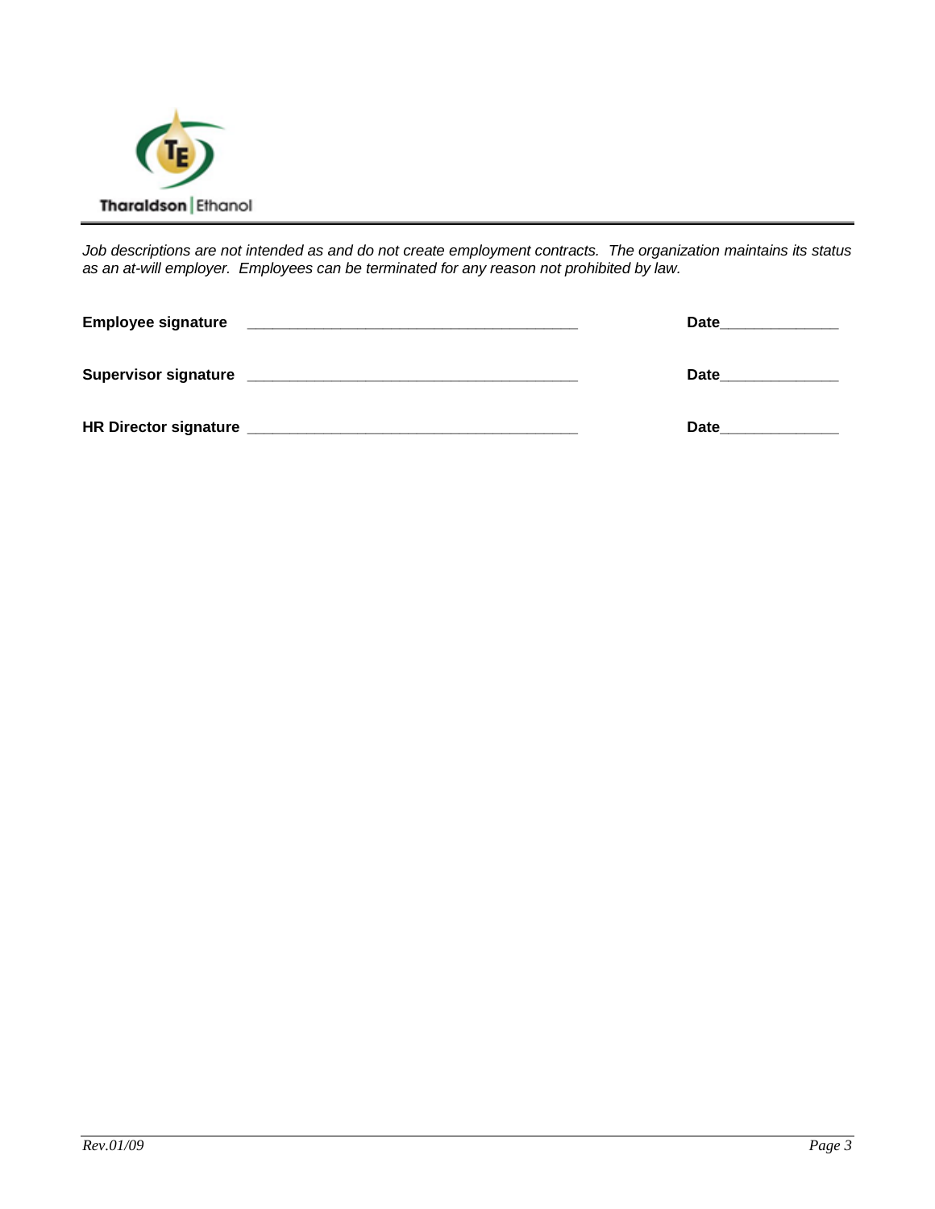Tharaldson | Ethanol

*Job descriptions are not intended as and do not create employment contracts. The organization maintains its status as an at-will employer. Employees can be terminated for any reason not prohibited by law.*

**Employee signature** ________________________________________ **Date**______________

**Supervisor signature** ________________________________________ **Date**______________

**HR Director signature** ________________________________________ **Date**______________

*Rev.01/09*